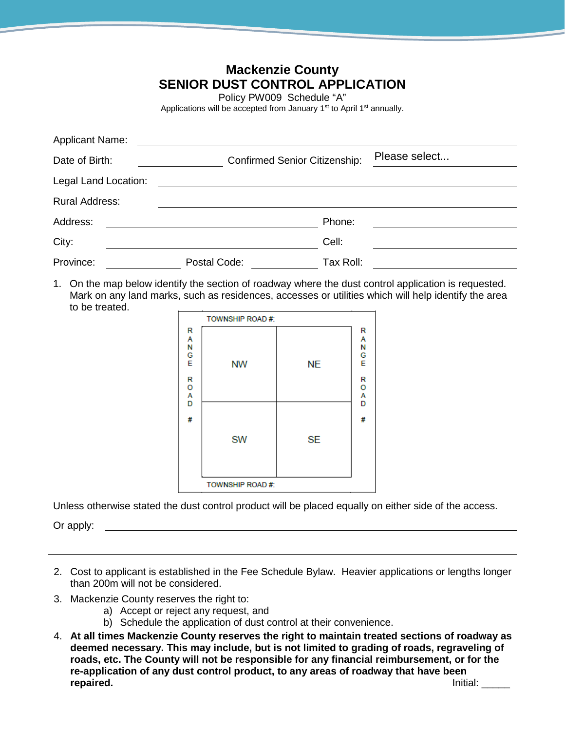# Mackenzie County
## SENIOR DUST CONTROL APPLICATION

Policy PW009 Schedule "A"

Applications will be accepted from January 1st to April 1st annually.

Applicant Name: ______________________________

Date of Birth: ____________ Confirmed Senior Citizenship: Please select...

Legal Land Location: ______________________________

Rural Address: ______________________________

Address: ____________________ Phone: ____________

City: ____________________ Cell: ____________

Province: ________ Postal Code: ________ Tax Roll: ____________

1. On the map below identify the section of roadway where the dust control application is requested. Mark on any land marks, such as residences, accesses or utilities which will help identify the area to be treated.

TOWNSHIP ROAD #:

RANGE ROAD #

| NW | NE |
|---|---|
| SW | SE |

RANGE ROAD #

TOWNSHIP ROAD #:

Unless otherwise stated the dust control product will be placed equally on either side of the access.

Or apply: ______________________________

2. Cost to applicant is established in the Fee Schedule Bylaw. Heavier applications or lengths longer than 200m will not be considered.
3. Mackenzie County reserves the right to:
   a) Accept or reject any request, and
   b) Schedule the application of dust control at their convenience.
4. **At all times Mackenzie County reserves the right to maintain treated sections of roadway as deemed necessary. This may include, but is not limited to grading of roads, regraveling of roads, etc. The County will not be responsible for any financial reimbursement, or for the re-application of any dust control product, to any areas of roadway that have been repaired.** Initial: _____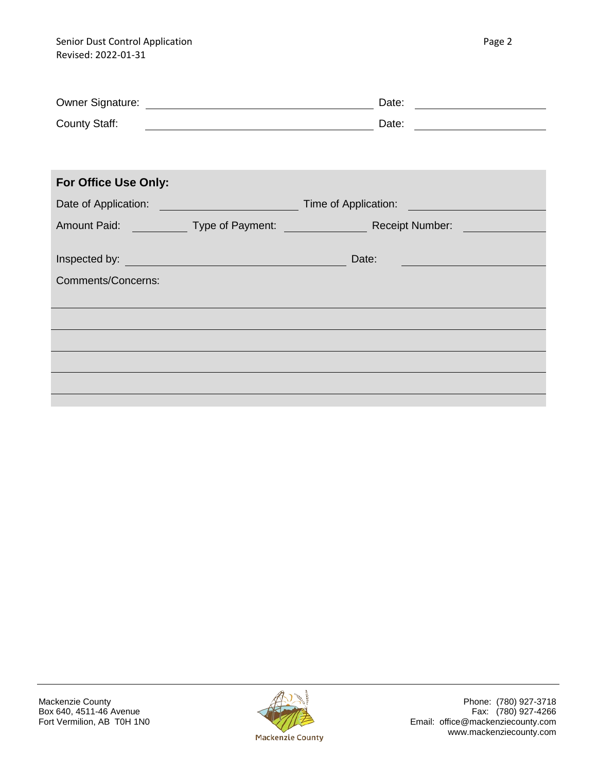Owner Signature: ______________________________ Date: ____________________

County Staff: ______________________________ Date: ____________________

**For Office Use Only:**

Date of Application: ____________________ Time of Application: ____________________

Amount Paid: __________ Type of Payment: ______________ Receipt Number: ______________

Inspected by: ______________________________ Date: ____________________

Comments/Concerns:

______________________________________________________________________

______________________________________________________________________

______________________________________________________________________

______________________________________________________________________

______________________________________________________________________

Mackenzie County
Box 640, 4511-46 Avenue
Fort Vermilion, AB T0H 1N0

Mackenzie County

Phone: (780) 927-3718
Fax: (780) 927-4266
Email: office@mackenziecounty.com
www.mackenziecounty.com